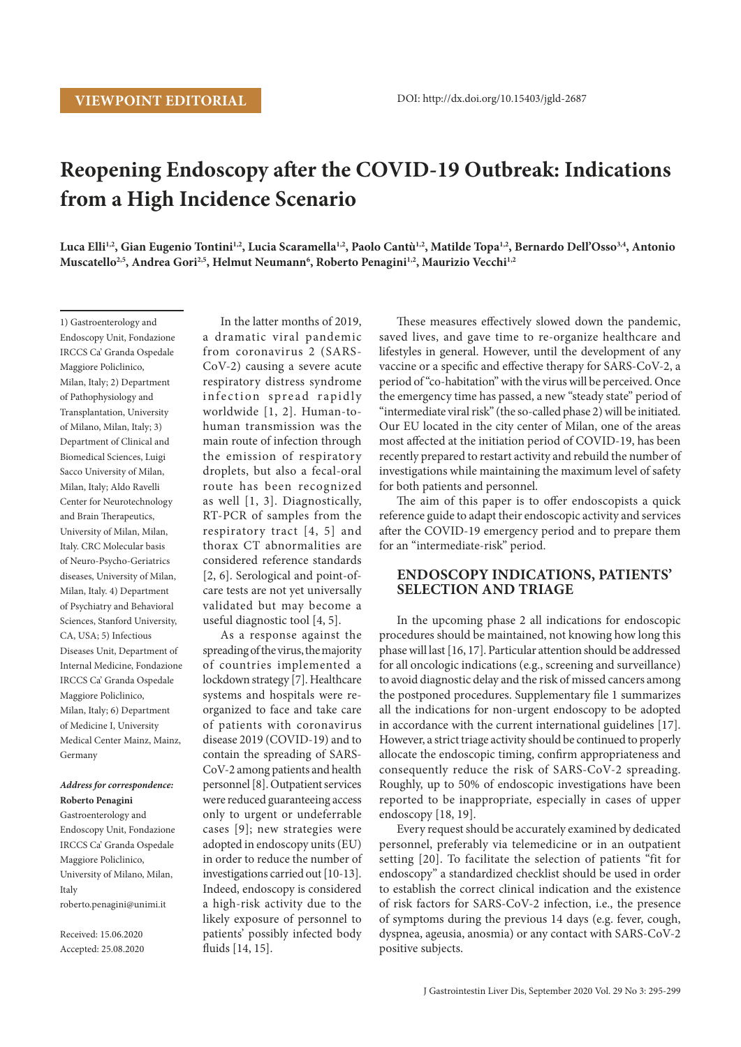VIEWPOINT EDITORIAL

DOI: http://dx.doi.org/10.15403/jgld-2687

# Reopening Endoscopy after the COVID-19 Outbreak: Indications from a High Incidence Scenario

**Luca Elli[1,2], Gian Eugenio Tontini[1,2], Lucia Scaramella[1,2], Paolo Cantù[1,2], Matilde Topa[1,2], Bernardo Dell'Osso[3,4], Antonio Muscatello[2,5], Andrea Gori[2,5], Helmut Neumann[6], Roberto Penagini[1,2], Maurizio Vecchi[1,2]**

1) Gastroenterology and Endoscopy Unit, Fondazione IRCCS Ca' Granda Ospedale Maggiore Policlinico, Milan, Italy; 2) Department of Pathophysiology and Transplantation, University of Milano, Milan, Italy; 3) Department of Clinical and Biomedical Sciences, Luigi Sacco University of Milan, Milan, Italy; Aldo Ravelli Center for Neurotechnology and Brain Therapeutics, University of Milan, Milan, Italy. CRC Molecular basis of Neuro-Psycho-Geriatrics diseases, University of Milan, Milan, Italy. 4) Department of Psychiatry and Behavioral Sciences, Stanford University, CA, USA; 5) Infectious Diseases Unit, Department of Internal Medicine, Fondazione IRCCS Ca' Granda Ospedale Maggiore Policlinico, Milan, Italy; 6) Department of Medicine I, University Medical Center Mainz, Mainz, Germany

***Address for correspondence:***
**Roberto Penagini**
Gastroenterology and Endoscopy Unit, Fondazione IRCCS Ca' Granda Ospedale Maggiore Policlinico, University of Milano, Milan, Italy
roberto.penagini@unimi.it

Received: 15.06.2020
Accepted: 25.08.2020

In the latter months of 2019, a dramatic viral pandemic from coronavirus 2 (SARS-CoV-2) causing a severe acute respiratory distress syndrome infection spread rapidly worldwide [1, 2]. Human-to-human transmission was the main route of infection through the emission of respiratory droplets, but also a fecal-oral route has been recognized as well [1, 3]. Diagnostically, RT-PCR of samples from the respiratory tract [4, 5] and thorax CT abnormalities are considered reference standards [2, 6]. Serological and point-of-care tests are not yet universally validated but may become a useful diagnostic tool [4, 5].

As a response against the spreading of the virus, the majority of countries implemented a lockdown strategy [7]. Healthcare systems and hospitals were re-organized to face and take care of patients with coronavirus disease 2019 (COVID-19) and to contain the spreading of SARS-CoV-2 among patients and health personnel [8]. Outpatient services were reduced guaranteeing access only to urgent or undeferrable cases [9]; new strategies were adopted in endoscopy units (EU) in order to reduce the number of investigations carried out [10-13]. Indeed, endoscopy is considered a high-risk activity due to the likely exposure of personnel to patients' possibly infected body fluids [14, 15].

These measures effectively slowed down the pandemic, saved lives, and gave time to re-organize healthcare and lifestyles in general. However, until the development of any vaccine or a specific and effective therapy for SARS-CoV-2, a period of "co-habitation" with the virus will be perceived. Once the emergency time has passed, a new "steady state" period of "intermediate viral risk" (the so-called phase 2) will be initiated. Our EU located in the city center of Milan, one of the areas most affected at the initiation period of COVID-19, has been recently prepared to restart activity and rebuild the number of investigations while maintaining the maximum level of safety for both patients and personnel.

The aim of this paper is to offer endoscopists a quick reference guide to adapt their endoscopic activity and services after the COVID-19 emergency period and to prepare them for an "intermediate-risk" period.

## ENDOSCOPY INDICATIONS, PATIENTS' SELECTION AND TRIAGE

In the upcoming phase 2 all indications for endoscopic procedures should be maintained, not knowing how long this phase will last [16, 17]. Particular attention should be addressed for all oncologic indications (e.g., screening and surveillance) to avoid diagnostic delay and the risk of missed cancers among the postponed procedures. Supplementary file 1 summarizes all the indications for non-urgent endoscopy to be adopted in accordance with the current international guidelines [17]. However, a strict triage activity should be continued to properly allocate the endoscopic timing, confirm appropriateness and consequently reduce the risk of SARS-CoV-2 spreading. Roughly, up to 50% of endoscopic investigations have been reported to be inappropriate, especially in cases of upper endoscopy [18, 19].

Every request should be accurately examined by dedicated personnel, preferably via telemedicine or in an outpatient setting [20]. To facilitate the selection of patients "fit for endoscopy" a standardized checklist should be used in order to establish the correct clinical indication and the existence of risk factors for SARS-CoV-2 infection, i.e., the presence of symptoms during the previous 14 days (e.g. fever, cough, dyspnea, ageusia, anosmia) or any contact with SARS-CoV-2 positive subjects.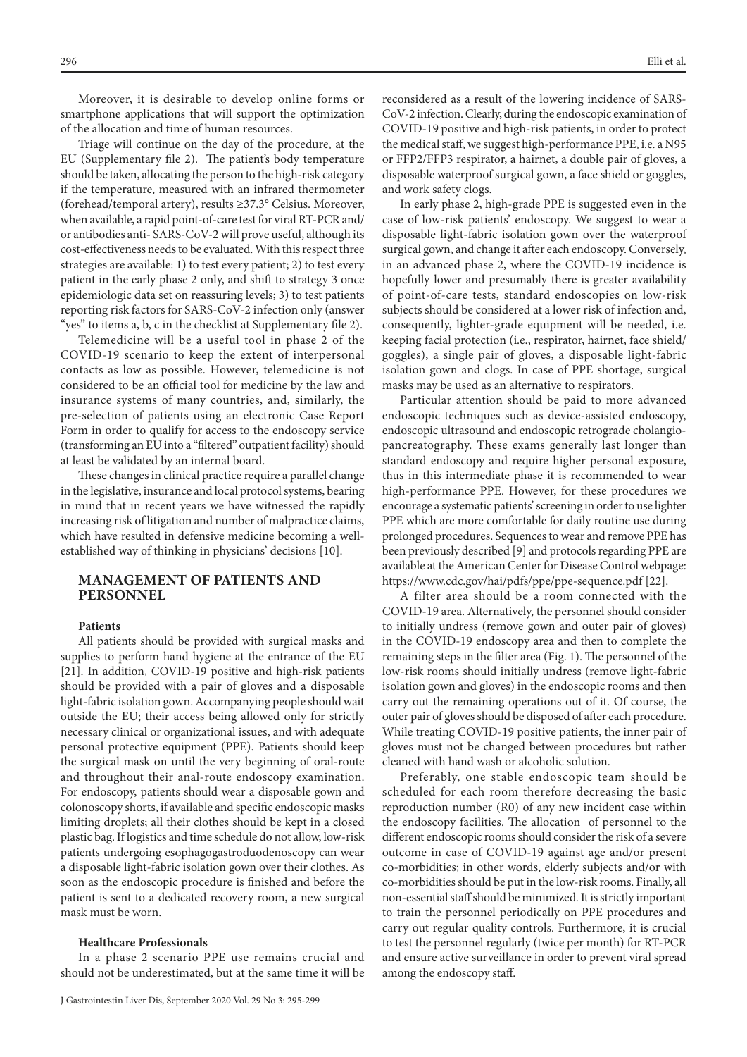Moreover, it is desirable to develop online forms or smartphone applications that will support the optimization of the allocation and time of human resources.

Triage will continue on the day of the procedure, at the EU (Supplementary file 2). The patient's body temperature should be taken, allocating the person to the high-risk category if the temperature, measured with an infrared thermometer (forehead/temporal artery), results ≥37.3° Celsius. Moreover, when available, a rapid point-of-care test for viral RT-PCR and/or antibodies anti- SARS-CoV-2 will prove useful, although its cost-effectiveness needs to be evaluated. With this respect three strategies are available: 1) to test every patient; 2) to test every patient in the early phase 2 only, and shift to strategy 3 once epidemiologic data set on reassuring levels; 3) to test patients reporting risk factors for SARS-CoV-2 infection only (answer "yes" to items a, b, c in the checklist at Supplementary file 2).

Telemedicine will be a useful tool in phase 2 of the COVID-19 scenario to keep the extent of interpersonal contacts as low as possible. However, telemedicine is not considered to be an official tool for medicine by the law and insurance systems of many countries, and, similarly, the pre-selection of patients using an electronic Case Report Form in order to qualify for access to the endoscopy service (transforming an EU into a "filtered" outpatient facility) should at least be validated by an internal board.

These changes in clinical practice require a parallel change in the legislative, insurance and local protocol systems, bearing in mind that in recent years we have witnessed the rapidly increasing risk of litigation and number of malpractice claims, which have resulted in defensive medicine becoming a well-established way of thinking in physicians' decisions [10].

## MANAGEMENT OF PATIENTS AND PERSONNEL

### Patients

All patients should be provided with surgical masks and supplies to perform hand hygiene at the entrance of the EU [21]. In addition, COVID-19 positive and high-risk patients should be provided with a pair of gloves and a disposable light-fabric isolation gown. Accompanying people should wait outside the EU; their access being allowed only for strictly necessary clinical or organizational issues, and with adequate personal protective equipment (PPE). Patients should keep the surgical mask on until the very beginning of oral-route and throughout their anal-route endoscopy examination. For endoscopy, patients should wear a disposable gown and colonoscopy shorts, if available and specific endoscopic masks limiting droplets; all their clothes should be kept in a closed plastic bag. If logistics and time schedule do not allow, low-risk patients undergoing esophagogastroduodenoscopy can wear a disposable light-fabric isolation gown over their clothes. As soon as the endoscopic procedure is finished and before the patient is sent to a dedicated recovery room, a new surgical mask must be worn.

### Healthcare Professionals

In a phase 2 scenario PPE use remains crucial and should not be underestimated, but at the same time it will be reconsidered as a result of the lowering incidence of SARS-CoV-2 infection. Clearly, during the endoscopic examination of COVID-19 positive and high-risk patients, in order to protect the medical staff, we suggest high-performance PPE, i.e. a N95 or FFP2/FFP3 respirator, a hairnet, a double pair of gloves, a disposable waterproof surgical gown, a face shield or goggles, and work safety clogs.

In early phase 2, high-grade PPE is suggested even in the case of low-risk patients' endoscopy. We suggest to wear a disposable light-fabric isolation gown over the waterproof surgical gown, and change it after each endoscopy. Conversely, in an advanced phase 2, where the COVID-19 incidence is hopefully lower and presumably there is greater availability of point-of-care tests, standard endoscopies on low-risk subjects should be considered at a lower risk of infection and, consequently, lighter-grade equipment will be needed, i.e. keeping facial protection (i.e., respirator, hairnet, face shield/goggles), a single pair of gloves, a disposable light-fabric isolation gown and clogs. In case of PPE shortage, surgical masks may be used as an alternative to respirators.

Particular attention should be paid to more advanced endoscopic techniques such as device-assisted endoscopy, endoscopic ultrasound and endoscopic retrograde cholangio-pancreatography. These exams generally last longer than standard endoscopy and require higher personal exposure, thus in this intermediate phase it is recommended to wear high-performance PPE. However, for these procedures we encourage a systematic patients' screening in order to use lighter PPE which are more comfortable for daily routine use during prolonged procedures. Sequences to wear and remove PPE has been previously described [9] and protocols regarding PPE are available at the American Center for Disease Control webpage: https://www.cdc.gov/hai/pdfs/ppe/ppe-sequence.pdf [22].

A filter area should be a room connected with the COVID-19 area. Alternatively, the personnel should consider to initially undress (remove gown and outer pair of gloves) in the COVID-19 endoscopy area and then to complete the remaining steps in the filter area (Fig. 1). The personnel of the low-risk rooms should initially undress (remove light-fabric isolation gown and gloves) in the endoscopic rooms and then carry out the remaining operations out of it. Of course, the outer pair of gloves should be disposed of after each procedure. While treating COVID-19 positive patients, the inner pair of gloves must not be changed between procedures but rather cleaned with hand wash or alcoholic solution.

Preferably, one stable endoscopic team should be scheduled for each room therefore decreasing the basic reproduction number (R0) of any new incident case within the endoscopy facilities. The allocation of personnel to the different endoscopic rooms should consider the risk of a severe outcome in case of COVID-19 against age and/or present co-morbidities; in other words, elderly subjects and/or with co-morbidities should be put in the low-risk rooms. Finally, all non-essential staff should be minimized. It is strictly important to train the personnel periodically on PPE procedures and carry out regular quality controls. Furthermore, it is crucial to test the personnel regularly (twice per month) for RT-PCR and ensure active surveillance in order to prevent viral spread among the endoscopy staff.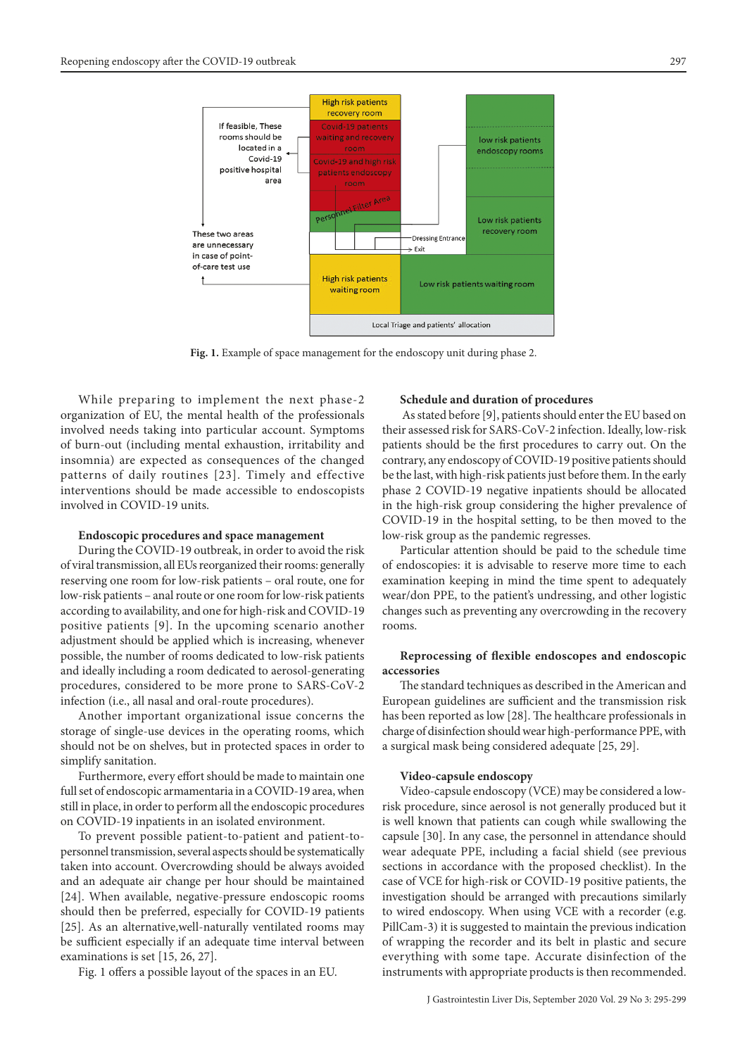Fig. 1. Example of space management for the endoscopy unit during phase 2.

While preparing to implement the next phase-2 organization of EU, the mental health of the professionals involved needs taking into particular account. Symptoms of burn-out (including mental exhaustion, irritability and insomnia) are expected as consequences of the changed patterns of daily routines [23]. Timely and effective interventions should be made accessible to endoscopists involved in COVID-19 units.

**Endoscopic procedures and space management**

During the COVID-19 outbreak, in order to avoid the risk of viral transmission, all EUs reorganized their rooms: generally reserving one room for low-risk patients – oral route, one for low-risk patients – anal route or one room for low-risk patients according to availability, and one for high-risk and COVID-19 positive patients [9]. In the upcoming scenario another adjustment should be applied which is increasing, whenever possible, the number of rooms dedicated to low-risk patients and ideally including a room dedicated to aerosol-generating procedures, considered to be more prone to SARS-CoV-2 infection (i.e., all nasal and oral-route procedures).

Another important organizational issue concerns the storage of single-use devices in the operating rooms, which should not be on shelves, but in protected spaces in order to simplify sanitation.

Furthermore, every effort should be made to maintain one full set of endoscopic armamentaria in a COVID-19 area, when still in place, in order to perform all the endoscopic procedures on COVID-19 inpatients in an isolated environment.

To prevent possible patient-to-patient and patient-to-personnel transmission, several aspects should be systematically taken into account. Overcrowding should be always avoided and an adequate air change per hour should be maintained [24]. When available, negative-pressure endoscopic rooms should then be preferred, especially for COVID-19 patients [25]. As an alternative,well-naturally ventilated rooms may be sufficient especially if an adequate time interval between examinations is set [15, 26, 27].

Fig. 1 offers a possible layout of the spaces in an EU.

**Schedule and duration of procedures**

As stated before [9], patients should enter the EU based on their assessed risk for SARS-CoV-2 infection. Ideally, low-risk patients should be the first procedures to carry out. On the contrary, any endoscopy of COVID-19 positive patients should be the last, with high-risk patients just before them. In the early phase 2 COVID-19 negative inpatients should be allocated in the high-risk group considering the higher prevalence of COVID-19 in the hospital setting, to be then moved to the low-risk group as the pandemic regresses.

Particular attention should be paid to the schedule time of endoscopies: it is advisable to reserve more time to each examination keeping in mind the time spent to adequately wear/don PPE, to the patient's undressing, and other logistic changes such as preventing any overcrowding in the recovery rooms.

**Reprocessing of flexible endoscopes and endoscopic accessories**

The standard techniques as described in the American and European guidelines are sufficient and the transmission risk has been reported as low [28]. The healthcare professionals in charge of disinfection should wear high-performance PPE, with a surgical mask being considered adequate [25, 29].

**Video-capsule endoscopy**

Video-capsule endoscopy (VCE) may be considered a low-risk procedure, since aerosol is not generally produced but it is well known that patients can cough while swallowing the capsule [30]. In any case, the personnel in attendance should wear adequate PPE, including a facial shield (see previous sections in accordance with the proposed checklist). In the case of VCE for high-risk or COVID-19 positive patients, the investigation should be arranged with precautions similarly to wired endoscopy. When using VCE with a recorder (e.g. PillCam-3) it is suggested to maintain the previous indication of wrapping the recorder and its belt in plastic and secure everything with some tape. Accurate disinfection of the instruments with appropriate products is then recommended.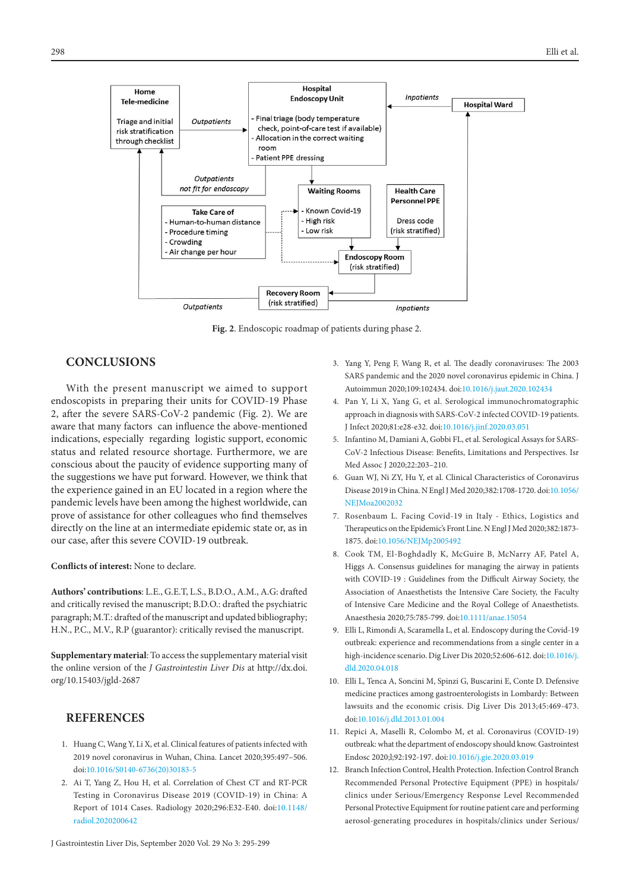Home
Tele-medicine

Triage and initial risk stratification through checklist

Outpatients

Hospital
Endoscopy Unit

- Final triage (body temperature check, point-of-care test if available)
- Allocation in the correct waiting room
- Patient PPE dressing

Inpatients

Hospital Ward

Outpatients
not fit for endoscopy

Waiting Rooms

- Known Covid-19
- High risk
- Low risk

Health Care Personnel PPE

Dress code (risk stratified)

Take Care of
- Human-to-human distance
- Procedure timing
- Crowding
- Air change per hour

Endoscopy Room (risk stratified)

Recovery Room (risk stratified)

Outpatients

Inpatients

**Fig. 2**. Endoscopic roadmap of patients during phase 2.

## CONCLUSIONS

With the present manuscript we aimed to support endoscopists in preparing their units for COVID-19 Phase 2, after the severe SARS-CoV-2 pandemic (Fig. 2). We are aware that many factors can influence the above-mentioned indications, especially regarding logistic support, economic status and related resource shortage. Furthermore, we are conscious about the paucity of evidence supporting many of the suggestions we have put forward. However, we think that the experience gained in an EU located in a region where the pandemic levels have been among the highest worldwide, can prove of assistance for other colleagues who find themselves directly on the line at an intermediate epidemic state or, as in our case, after this severe COVID-19 outbreak.

**Conflicts of interest:** None to declare.

**Authors' contributions**: L.E., G.E.T, L.S., B.D.O., A.M., A.G: drafted and critically revised the manuscript; B.D.O.: drafted the psychiatric paragraph; M.T.: drafted of the manuscript and updated bibliography; H.N., P.C., M.V., R.P (guarantor): critically revised the manuscript.

**Supplementary material**: To access the supplementary material visit the online version of the *J Gastrointestin Liver Dis* at http://dx.doi.org/10.15403/jgld-2687

## REFERENCES

1. Huang C, Wang Y, Li X, et al. Clinical features of patients infected with 2019 novel coronavirus in Wuhan, China. Lancet 2020;395:497–506. doi:10.1016/S0140-6736(20)30183-5
2. Ai T, Yang Z, Hou H, et al. Correlation of Chest CT and RT-PCR Testing in Coronavirus Disease 2019 (COVID-19) in China: A Report of 1014 Cases. Radiology 2020;296:E32-E40. doi:10.1148/radiol.2020200642
3. Yang Y, Peng F, Wang R, et al. The deadly coronaviruses: The 2003 SARS pandemic and the 2020 novel coronavirus epidemic in China. J Autoimmun 2020;109:102434. doi:10.1016/j.jaut.2020.102434
4. Pan Y, Li X, Yang G, et al. Serological immunochromatographic approach in diagnosis with SARS-CoV-2 infected COVID-19 patients. J Infect 2020;81:e28-e32. doi:10.1016/j.jinf.2020.03.051
5. Infantino M, Damiani A, Gobbi FL, et al. Serological Assays for SARS-CoV-2 Infectious Disease: Benefits, Limitations and Perspectives. Isr Med Assoc J 2020;22:203–210.
6. Guan WJ, Ni ZY, Hu Y, et al. Clinical Characteristics of Coronavirus Disease 2019 in China. N Engl J Med 2020;382:1708-1720. doi:10.1056/NEJMoa2002032
7. Rosenbaum L. Facing Covid-19 in Italy - Ethics, Logistics and Therapeutics on the Epidemic's Front Line. N Engl J Med 2020;382:1873-1875. doi:10.1056/NEJMp2005492
8. Cook TM, El-Boghdadly K, McGuire B, McNarry AF, Patel A, Higgs A. Consensus guidelines for managing the airway in patients with COVID-19 : Guidelines from the Difficult Airway Society, the Association of Anaesthetists the Intensive Care Society, the Faculty of Intensive Care Medicine and the Royal College of Anaesthetists. Anaesthesia 2020;75:785-799. doi:10.1111/anae.15054
9. Elli L, Rimondi A, Scaramella L, et al. Endoscopy during the Covid-19 outbreak: experience and recommendations from a single center in a high-incidence scenario. Dig Liver Dis 2020;52:606-612. doi:10.1016/j.dld.2020.04.018
10. Elli L, Tenca A, Soncini M, Spinzi G, Buscarini E, Conte D. Defensive medicine practices among gastroenterologists in Lombardy: Between lawsuits and the economic crisis. Dig Liver Dis 2013;45:469-473. doi:10.1016/j.dld.2013.01.004
11. Repici A, Maselli R, Colombo M, et al. Coronavirus (COVID-19) outbreak: what the department of endoscopy should know. Gastrointest Endosc 2020;l;92:192-197. doi:10.1016/j.gie.2020.03.019
12. Branch Infection Control, Health Protection. Infection Control Branch Recommended Personal Protective Equipment (PPE) in hospitals/clinics under Serious/Emergency Response Level Recommended Personal Protective Equipment for routine patient care and performing aerosol-generating procedures in hospitals/clinics under Serious/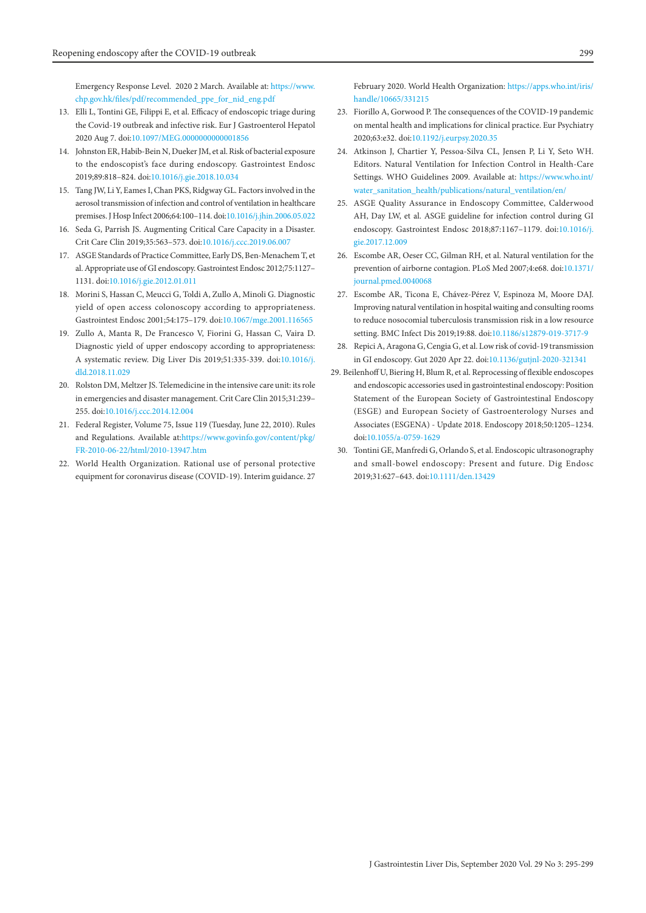Emergency Response Level. 2020 2 March. Available at: https://www.chp.gov.hk/files/pdf/recommended_ppe_for_nid_eng.pdf

13. Elli L, Tontini GE, Filippi E, et al. Efficacy of endoscopic triage during the Covid-19 outbreak and infective risk. Eur J Gastroenterol Hepatol 2020 Aug 7. doi:10.1097/MEG.0000000000001856
14. Johnston ER, Habib-Bein N, Dueker JM, et al. Risk of bacterial exposure to the endoscopist's face during endoscopy. Gastrointest Endosc 2019;89:818–824. doi:10.1016/j.gie.2018.10.034
15. Tang JW, Li Y, Eames I, Chan PKS, Ridgway GL. Factors involved in the aerosol transmission of infection and control of ventilation in healthcare premises. J Hosp Infect 2006;64:100–114. doi:10.1016/j.jhin.2006.05.022
16. Seda G, Parrish JS. Augmenting Critical Care Capacity in a Disaster. Crit Care Clin 2019;35:563–573. doi:10.1016/j.ccc.2019.06.007
17. ASGE Standards of Practice Committee, Early DS, Ben-Menachem T, et al. Appropriate use of GI endoscopy. Gastrointest Endosc 2012;75:1127–1131. doi:10.1016/j.gie.2012.01.011
18. Morini S, Hassan C, Meucci G, Toldi A, Zullo A, Minoli G. Diagnostic yield of open access colonoscopy according to appropriateness. Gastrointest Endosc 2001;54:175–179. doi:10.1067/mge.2001.116565
19. Zullo A, Manta R, De Francesco V, Fiorini G, Hassan C, Vaira D. Diagnostic yield of upper endoscopy according to appropriateness: A systematic review. Dig Liver Dis 2019;51:335-339. doi:10.1016/j.dld.2018.11.029
20. Rolston DM, Meltzer JS. Telemedicine in the intensive care unit: its role in emergencies and disaster management. Crit Care Clin 2015;31:239–255. doi:10.1016/j.ccc.2014.12.004
21. Federal Register, Volume 75, Issue 119 (Tuesday, June 22, 2010). Rules and Regulations. Available at:https://www.govinfo.gov/content/pkg/FR-2010-06-22/html/2010-13947.htm
22. World Health Organization. Rational use of personal protective equipment for coronavirus disease (COVID-19). Interim guidance. 27 February 2020. World Health Organization: https://apps.who.int/iris/handle/10665/331215
23. Fiorillo A, Gorwood P. The consequences of the COVID-19 pandemic on mental health and implications for clinical practice. Eur Psychiatry 2020;63:e32. doi:10.1192/j.eurpsy.2020.35
24. Atkinson J, Chartier Y, Pessoa-Silva CL, Jensen P, Li Y, Seto WH. Editors. Natural Ventilation for Infection Control in Health-Care Settings. WHO Guidelines 2009. Available at: https://www.who.int/water_sanitation_health/publications/natural_ventilation/en/
25. ASGE Quality Assurance in Endoscopy Committee, Calderwood AH, Day LW, et al. ASGE guideline for infection control during GI endoscopy. Gastrointest Endosc 2018;87:1167–1179. doi:10.1016/j.gie.2017.12.009
26. Escombe AR, Oeser CC, Gilman RH, et al. Natural ventilation for the prevention of airborne contagion. PLoS Med 2007;4:e68. doi:10.1371/journal.pmed.0040068
27. Escombe AR, Ticona E, Chávez-Pérez V, Espinoza M, Moore DAJ. Improving natural ventilation in hospital waiting and consulting rooms to reduce nosocomial tuberculosis transmission risk in a low resource setting. BMC Infect Dis 2019;19:88. doi:10.1186/s12879-019-3717-9
28. Repici A, Aragona G, Cengia G, et al. Low risk of covid-19 transmission in GI endoscopy. Gut 2020 Apr 22. doi:10.1136/gutjnl-2020-321341
29. Beilenhoff U, Biering H, Blum R, et al. Reprocessing of flexible endoscopes and endoscopic accessories used in gastrointestinal endoscopy: Position Statement of the European Society of Gastrointestinal Endoscopy (ESGE) and European Society of Gastroenterology Nurses and Associates (ESGENA) - Update 2018. Endoscopy 2018;50:1205–1234. doi:10.1055/a-0759-1629
30. Tontini GE, Manfredi G, Orlando S, et al. Endoscopic ultrasonography and small-bowel endoscopy: Present and future. Dig Endosc 2019;31:627–643. doi:10.1111/den.13429